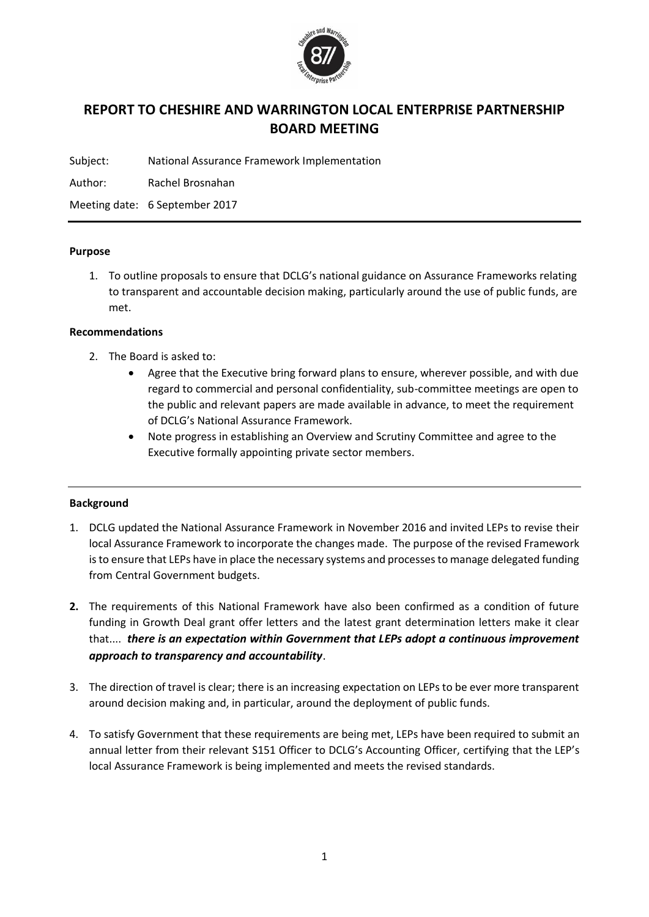# REPORT TO CHESHIRE AND WARRINGTON LOCAL ENTERPRISE PARTNERSHIP BOARD MEETING

Subject: National Assurance Framework Implementation

Author: Rachel Brosnahan

Meeting date: 6 September 2017

---

**Purpose**

1. To outline proposals to ensure that DCLG's national guidance on Assurance Frameworks relating to transparent and accountable decision making, particularly around the use of public funds, are met.

**Recommendations**

2. The Board is asked to:
   - Agree that the Executive bring forward plans to ensure, wherever possible, and with due regard to commercial and personal confidentiality, sub-committee meetings are open to the public and relevant papers are made available in advance, to meet the requirement of DCLG's National Assurance Framework.
   - Note progress in establishing an Overview and Scrutiny Committee and agree to the Executive formally appointing private sector members.

---

**Background**

1. DCLG updated the National Assurance Framework in November 2016 and invited LEPs to revise their local Assurance Framework to incorporate the changes made. The purpose of the revised Framework is to ensure that LEPs have in place the necessary systems and processes to manage delegated funding from Central Government budgets.

2. The requirements of this National Framework have also been confirmed as a condition of future funding in Growth Deal grant offer letters and the latest grant determination letters make it clear that.... ***there is an expectation within Government that LEPs adopt a continuous improvement approach to transparency and accountability***.

3. The direction of travel is clear; there is an increasing expectation on LEPs to be ever more transparent around decision making and, in particular, around the deployment of public funds.

4. To satisfy Government that these requirements are being met, LEPs have been required to submit an annual letter from their relevant S151 Officer to DCLG's Accounting Officer, certifying that the LEP's local Assurance Framework is being implemented and meets the revised standards.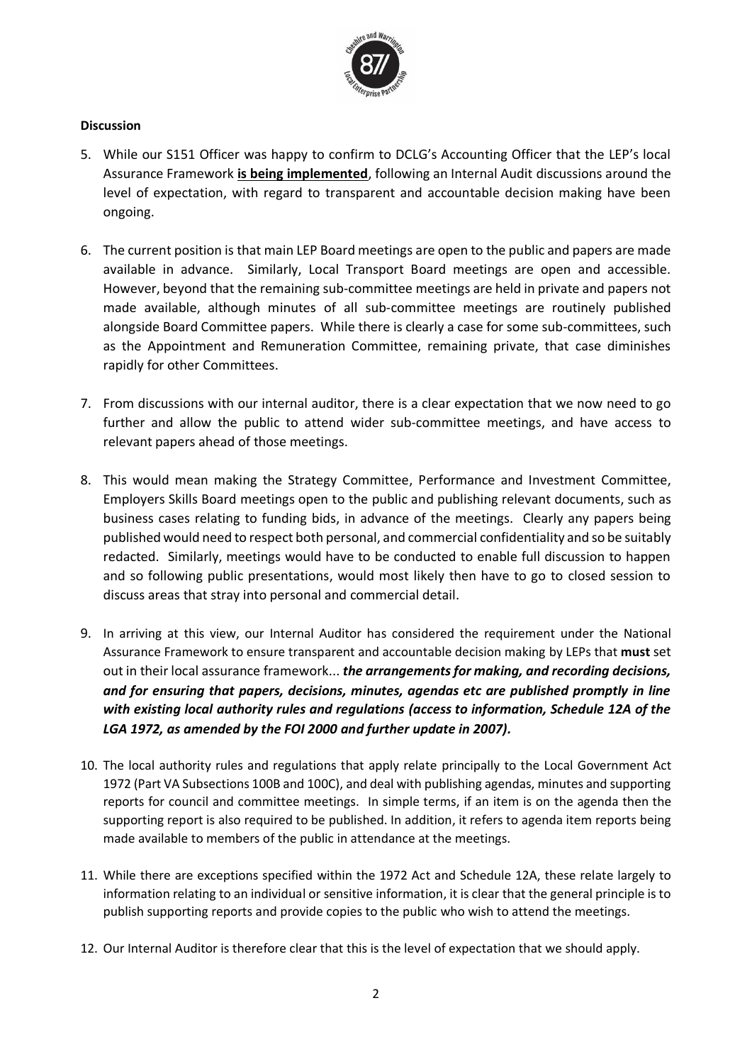**Discussion**

5. While our S151 Officer was happy to confirm to DCLG's Accounting Officer that the LEP's local Assurance Framework **is being implemented**, following an Internal Audit discussions around the level of expectation, with regard to transparent and accountable decision making have been ongoing.

6. The current position is that main LEP Board meetings are open to the public and papers are made available in advance. Similarly, Local Transport Board meetings are open and accessible. However, beyond that the remaining sub-committee meetings are held in private and papers not made available, although minutes of all sub-committee meetings are routinely published alongside Board Committee papers. While there is clearly a case for some sub-committees, such as the Appointment and Remuneration Committee, remaining private, that case diminishes rapidly for other Committees.

7. From discussions with our internal auditor, there is a clear expectation that we now need to go further and allow the public to attend wider sub-committee meetings, and have access to relevant papers ahead of those meetings.

8. This would mean making the Strategy Committee, Performance and Investment Committee, Employers Skills Board meetings open to the public and publishing relevant documents, such as business cases relating to funding bids, in advance of the meetings. Clearly any papers being published would need to respect both personal, and commercial confidentiality and so be suitably redacted. Similarly, meetings would have to be conducted to enable full discussion to happen and so following public presentations, would most likely then have to go to closed session to discuss areas that stray into personal and commercial detail.

9. In arriving at this view, our Internal Auditor has considered the requirement under the National Assurance Framework to ensure transparent and accountable decision making by LEPs that **must** set out in their local assurance framework... ***the arrangements for making, and recording decisions, and for ensuring that papers, decisions, minutes, agendas etc are published promptly in line with existing local authority rules and regulations (access to information, Schedule 12A of the LGA 1972, as amended by the FOI 2000 and further update in 2007).***

10. The local authority rules and regulations that apply relate principally to the Local Government Act 1972 (Part VA Subsections 100B and 100C), and deal with publishing agendas, minutes and supporting reports for council and committee meetings. In simple terms, if an item is on the agenda then the supporting report is also required to be published. In addition, it refers to agenda item reports being made available to members of the public in attendance at the meetings.

11. While there are exceptions specified within the 1972 Act and Schedule 12A, these relate largely to information relating to an individual or sensitive information, it is clear that the general principle is to publish supporting reports and provide copies to the public who wish to attend the meetings.

12. Our Internal Auditor is therefore clear that this is the level of expectation that we should apply.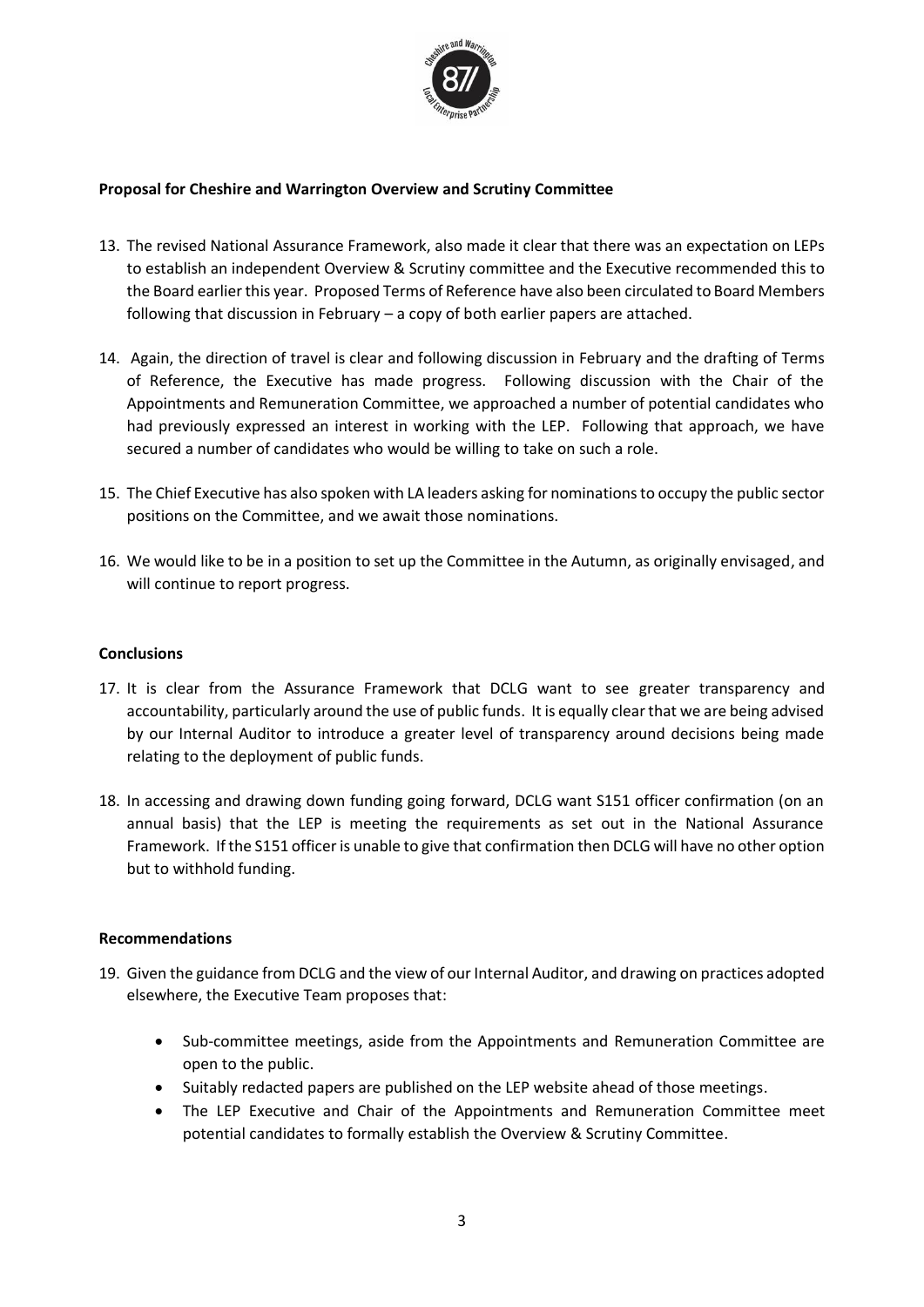**Proposal for Cheshire and Warrington Overview and Scrutiny Committee**

13. The revised National Assurance Framework, also made it clear that there was an expectation on LEPs to establish an independent Overview & Scrutiny committee and the Executive recommended this to the Board earlier this year. Proposed Terms of Reference have also been circulated to Board Members following that discussion in February – a copy of both earlier papers are attached.

14. Again, the direction of travel is clear and following discussion in February and the drafting of Terms of Reference, the Executive has made progress. Following discussion with the Chair of the Appointments and Remuneration Committee, we approached a number of potential candidates who had previously expressed an interest in working with the LEP. Following that approach, we have secured a number of candidates who would be willing to take on such a role.

15. The Chief Executive has also spoken with LA leaders asking for nominations to occupy the public sector positions on the Committee, and we await those nominations.

16. We would like to be in a position to set up the Committee in the Autumn, as originally envisaged, and will continue to report progress.

**Conclusions**

17. It is clear from the Assurance Framework that DCLG want to see greater transparency and accountability, particularly around the use of public funds. It is equally clear that we are being advised by our Internal Auditor to introduce a greater level of transparency around decisions being made relating to the deployment of public funds.

18. In accessing and drawing down funding going forward, DCLG want S151 officer confirmation (on an annual basis) that the LEP is meeting the requirements as set out in the National Assurance Framework. If the S151 officer is unable to give that confirmation then DCLG will have no other option but to withhold funding.

**Recommendations**

19. Given the guidance from DCLG and the view of our Internal Auditor, and drawing on practices adopted elsewhere, the Executive Team proposes that:

    - Sub-committee meetings, aside from the Appointments and Remuneration Committee are open to the public.
    - Suitably redacted papers are published on the LEP website ahead of those meetings.
    - The LEP Executive and Chair of the Appointments and Remuneration Committee meet potential candidates to formally establish the Overview & Scrutiny Committee.